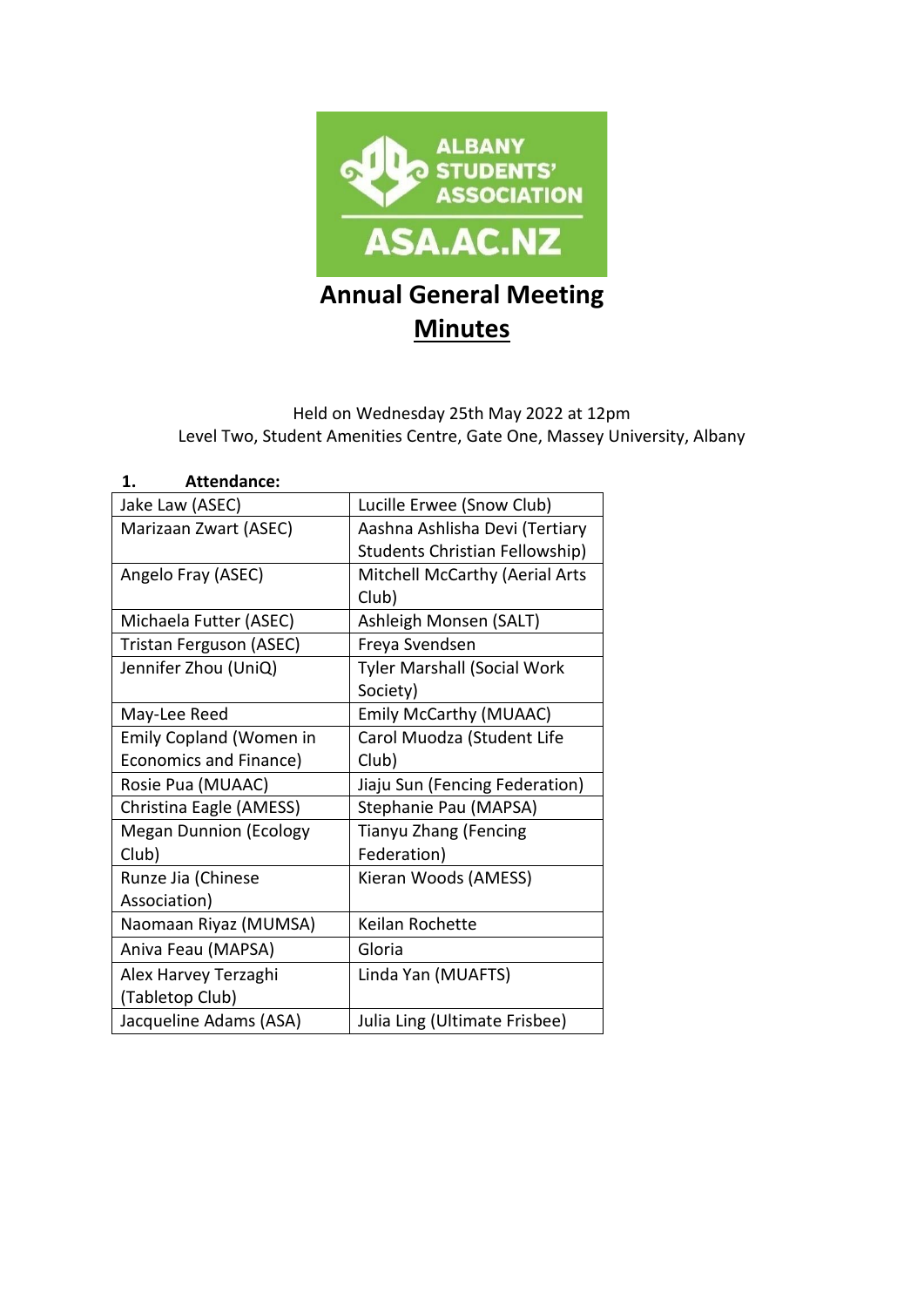ALBANY STUDENTS' ASSOCIATION

ASA.AC.NZ

# Annual General Meeting

# Minutes

Held on Wednesday 25th May 2022 at 12pm
Level Two, Student Amenities Centre, Gate One, Massey University, Albany

## 1. Attendance:

| | |
|---|---|
| Jake Law (ASEC) | Lucille Erwee (Snow Club) |
| Marizaan Zwart (ASEC) | Aashna Ashlisha Devi (Tertiary Students Christian Fellowship) |
| Angelo Fray (ASEC) | Mitchell McCarthy (Aerial Arts Club) |
| Michaela Futter (ASEC) | Ashleigh Monsen (SALT) |
| Tristan Ferguson (ASEC) | Freya Svendsen |
| Jennifer Zhou (UniQ) | Tyler Marshall (Social Work Society) |
| May-Lee Reed | Emily McCarthy (MUAAC) |
| Emily Copland (Women in Economics and Finance) | Carol Muodza (Student Life Club) |
| Rosie Pua (MUAAC) | Jiaju Sun (Fencing Federation) |
| Christina Eagle (AMESS) | Stephanie Pau (MAPSA) |
| Megan Dunnion (Ecology Club) | Tianyu Zhang (Fencing Federation) |
| Runze Jia (Chinese Association) | Kieran Woods (AMESS) |
| Naomaan Riyaz (MUMSA) | Keilan Rochette |
| Aniva Feau (MAPSA) | Gloria |
| Alex Harvey Terzaghi (Tabletop Club) | Linda Yan (MUAFTS) |
| Jacqueline Adams (ASA) | Julia Ling (Ultimate Frisbee) |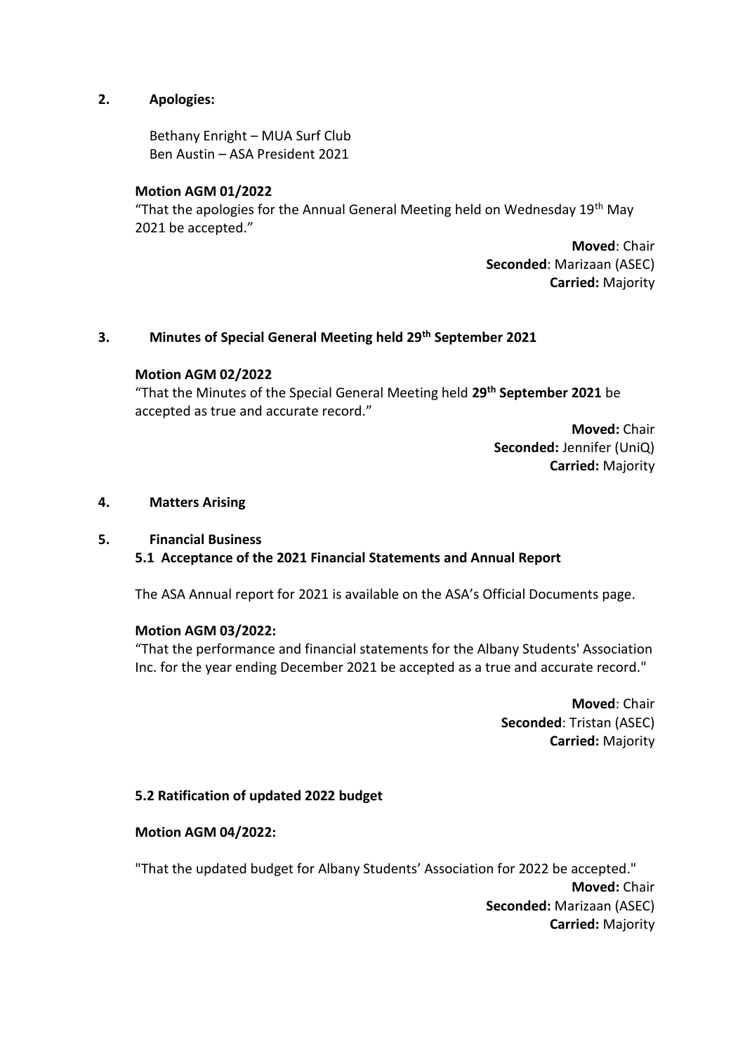## 2. Apologies:

Bethany Enright – MUA Surf Club
Ben Austin – ASA President 2021

**Motion AGM 01/2022**

"That the apologies for the Annual General Meeting held on Wednesday 19th May 2021 be accepted."

**Moved**: Chair
**Seconded**: Marizaan (ASEC)
**Carried:** Majority

## 3. Minutes of Special General Meeting held 29th September 2021

**Motion AGM 02/2022**

"That the Minutes of the Special General Meeting held **29th September 2021** be accepted as true and accurate record."

**Moved:** Chair
**Seconded:** Jennifer (UniQ)
**Carried:** Majority

## 4. Matters Arising

## 5. Financial Business

### 5.1 Acceptance of the 2021 Financial Statements and Annual Report

The ASA Annual report for 2021 is available on the ASA's Official Documents page.

**Motion AGM 03/2022:**

"That the performance and financial statements for the Albany Students' Association Inc. for the year ending December 2021 be accepted as a true and accurate record."

**Moved**: Chair
**Seconded**: Tristan (ASEC)
**Carried:** Majority

### 5.2 Ratification of updated 2022 budget

**Motion AGM 04/2022:**

"That the updated budget for Albany Students' Association for 2022 be accepted."

**Moved:** Chair
**Seconded:** Marizaan (ASEC)
**Carried:** Majority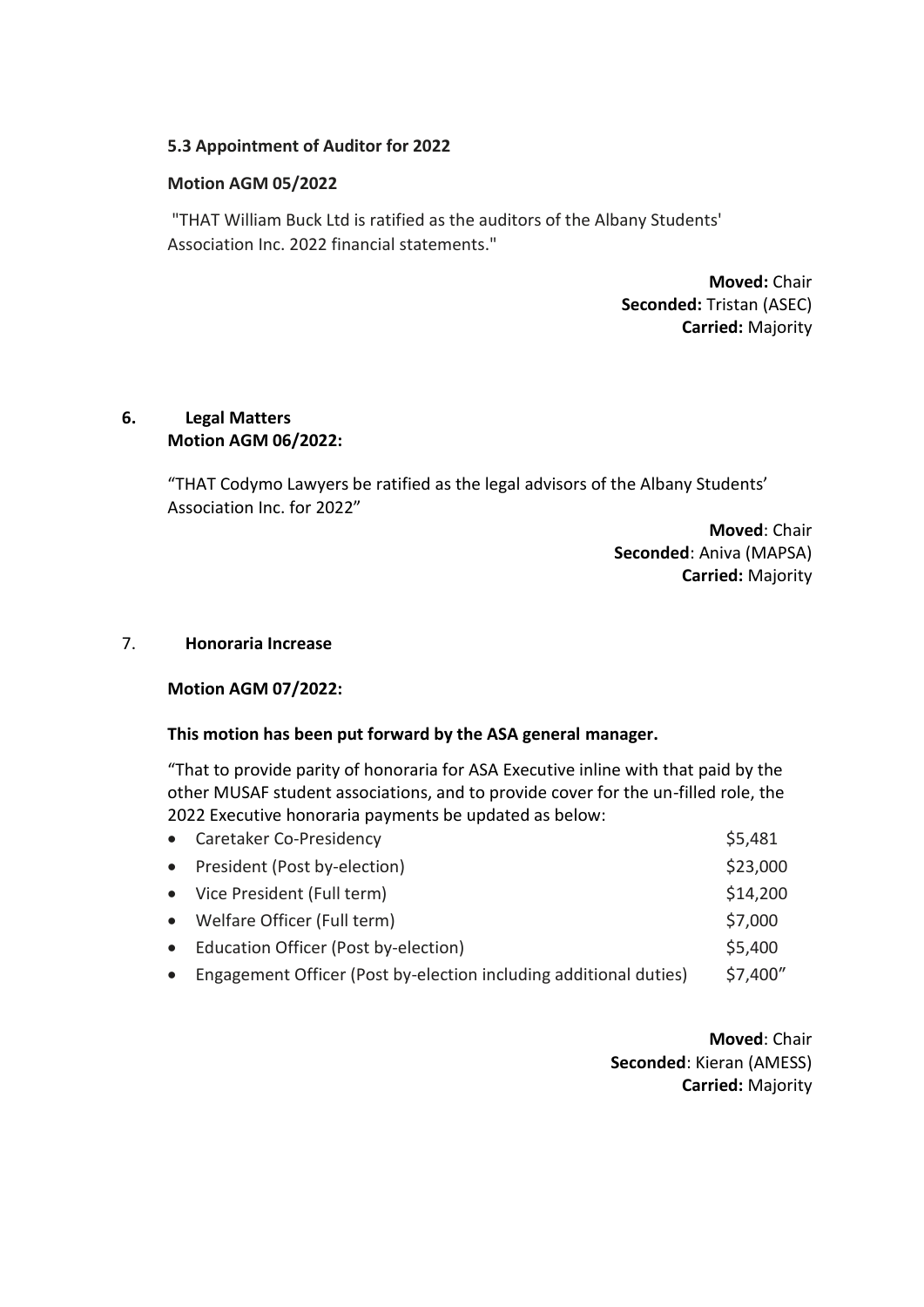### 5.3 Appointment of Auditor for 2022

**Motion AGM 05/2022**

"THAT William Buck Ltd is ratified as the auditors of the Albany Students' Association Inc. 2022 financial statements."

**Moved:** Chair
**Seconded:** Tristan (ASEC)
**Carried:** Majority

## 6. Legal Matters

**Motion AGM 06/2022:**

"THAT Codymo Lawyers be ratified as the legal advisors of the Albany Students' Association Inc. for 2022"

**Moved**: Chair
**Seconded**: Aniva (MAPSA)
**Carried:** Majority

## 7. Honoraria Increase

**Motion AGM 07/2022:**

**This motion has been put forward by the ASA general manager.**

"That to provide parity of honoraria for ASA Executive inline with that paid by the other MUSAF student associations, and to provide cover for the un-filled role, the 2022 Executive honoraria payments be updated as below:

- Caretaker Co-Presidency $5,481
- President (Post by-election) $23,000
- Vice President (Full term) $14,200
- Welfare Officer (Full term) $7,000
- Education Officer (Post by-election) $5,400
- Engagement Officer (Post by-election including additional duties) $7,400"

**Moved**: Chair
**Seconded**: Kieran (AMESS)
**Carried:** Majority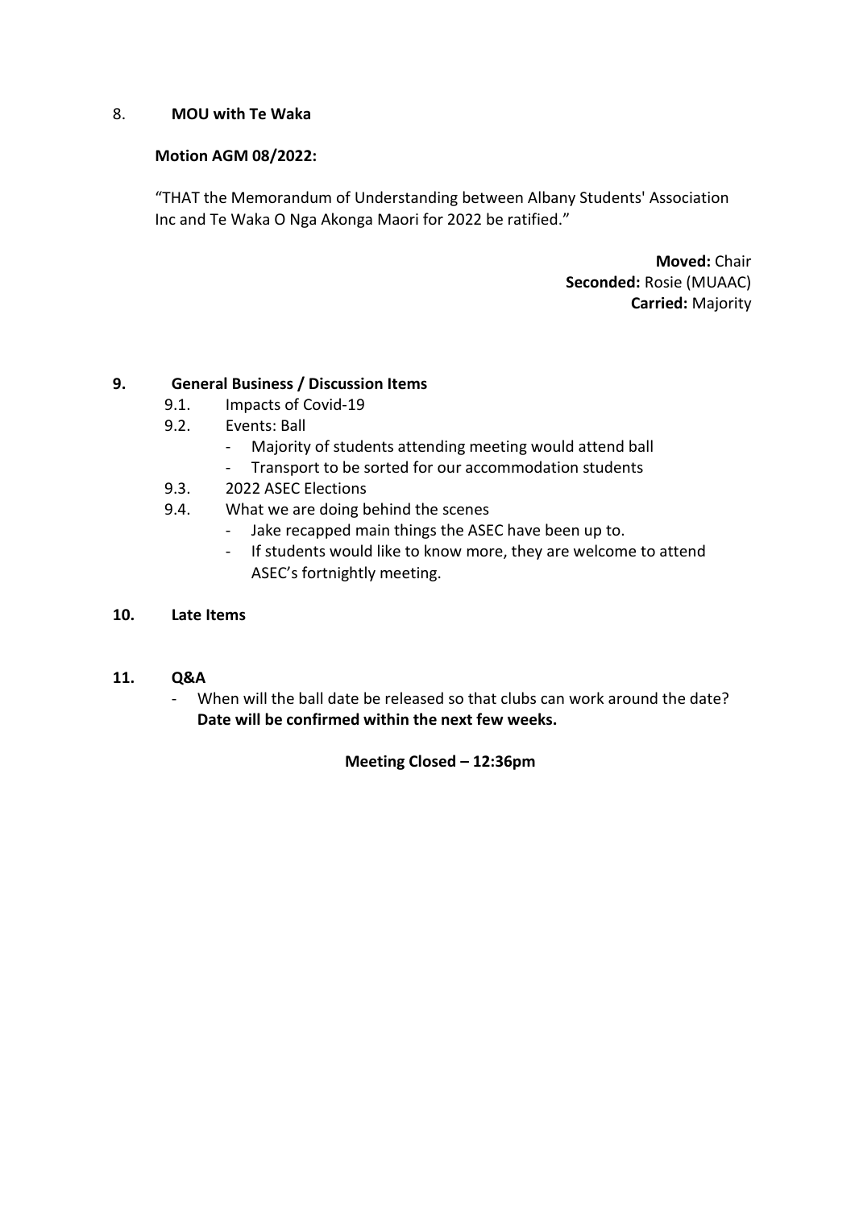8. **MOU with Te Waka**

**Motion AGM 08/2022:**

"THAT the Memorandum of Understanding between Albany Students' Association Inc and Te Waka O Nga Akonga Maori for 2022 be ratified."

**Moved:** Chair
**Seconded:** Rosie (MUAAC)
**Carried:** Majority

**9. General Business / Discussion Items**

9.1. Impacts of Covid-19

9.2. Events: Ball
- Majority of students attending meeting would attend ball
- Transport to be sorted for our accommodation students

9.3. 2022 ASEC Elections

9.4. What we are doing behind the scenes
- Jake recapped main things the ASEC have been up to.
- If students would like to know more, they are welcome to attend ASEC's fortnightly meeting.

**10. Late Items**

**11. Q&A**

- When will the ball date be released so that clubs can work around the date? **Date will be confirmed within the next few weeks.**

**Meeting Closed – 12:36pm**